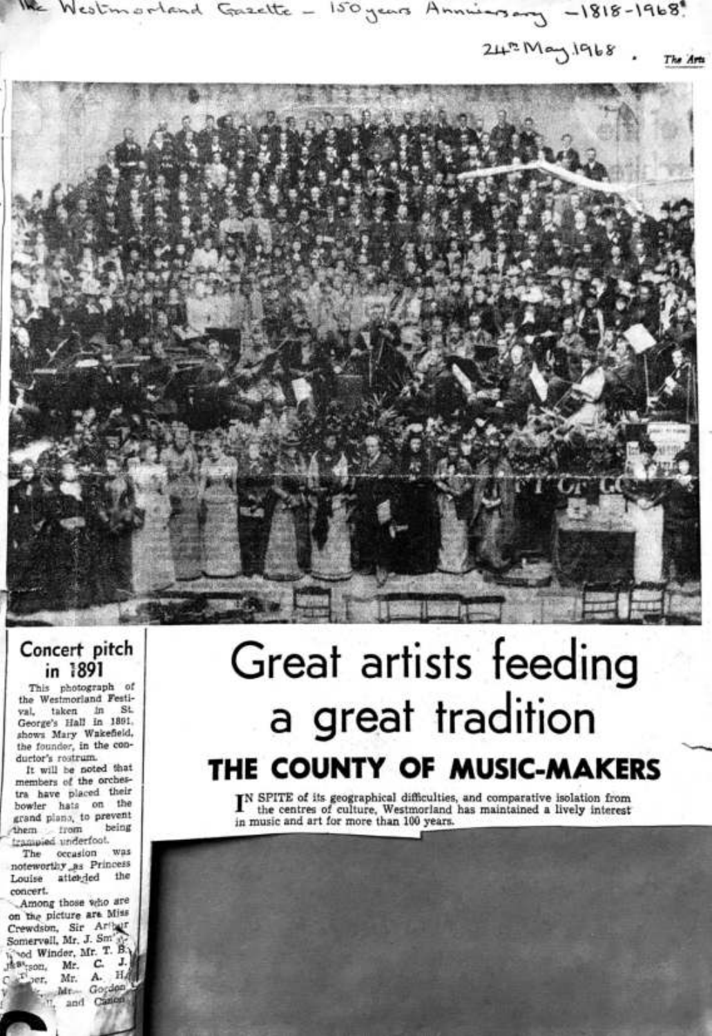The Westmorland Gazette – 150 years Anniversary – 1818-1968.

24th May 1968.

The Arts

## Concert pitch in 1891

This photograph of the Westmorland Festival, taken in St. George's Hall in 1891, shows Mary Wakefield, the founder, in the conductor's rostrum.

It will be noted that members of the orchestra have placed their bowler hats on the grand piano, to prevent them from being trampled underfoot.

The occasion was noteworthy as Princess Louise attended the concert.

Among those who are on the picture are Miss Crewdson, Sir Arthur Somervell, Mr. J. Sm... ...od Winder, Mr. T. B... ...son, Mr. C. J. ...per, Mr. A. H... ... Mr. Gordon ... and Canon ...

# Great artists feeding a great tradition

## THE COUNTY OF MUSIC-MAKERS

IN SPITE of its geographical difficulties, and comparative isolation from the centres of culture, Westmorland has maintained a lively interest in music and art for more than 100 years.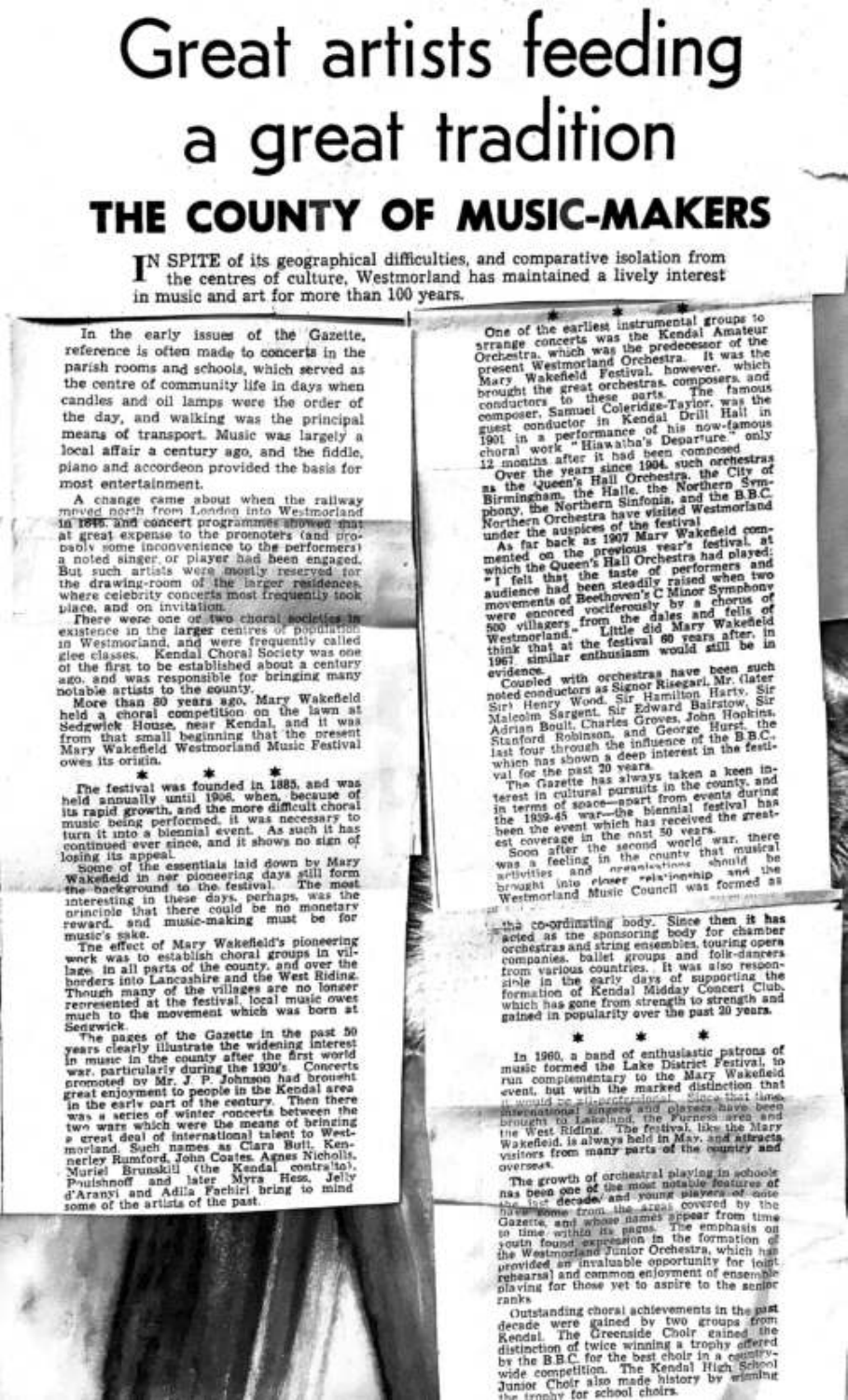# Great artists feeding a great tradition

## THE COUNTY OF MUSIC-MAKERS

IN SPITE of its geographical difficulties, and comparative isolation from the centres of culture, Westmorland has maintained a lively interest in music and art for more than 100 years.

In the early issues of the Gazette, reference is often made to concerts in the parish rooms and schools, which served as the centre of community life in days when candles and oil lamps were the order of the day, and walking was the principal means of transport. Music was largely a local affair a century ago, and the fiddle, piano and accordeon provided the basis for most entertainment.

A change came about when the railway moved north from London into Westmorland in 1846, and concert programmes showed that at great expense to the promoters (and probably some inconvenience to the performers) a noted singer or player had been engaged. But such artists were mostly reserved for the drawing-room of the larger residences, where celebrity concerts most frequently took place, and on invitation.

There were one or two choral societies in existence in the larger centres of population in Westmorland, and were frequently called glee classes. Kendal Choral Society was one of the first to be established about a century ago, and was responsible for bringing many notable artists to the county.

More than 80 years ago, Mary Wakefield held a choral competition on the lawn at Sedgwick House, near Kendal, and it was from that small beginning that the present Mary Wakefield Westmorland Music Festival owes its origin.

\* \* \*

The festival was founded in 1885, and was held annually until 1906, when, because of its rapid growth, and the more difficult choral music being performed, it was necessary to turn it into a biennial event. As such it has continued ever since, and it shows no sign of losing its appeal.

Some of the essentials laid down by Mary Wakefield in her pioneering days still form the background to the festival. The most interesting in these days, perhaps, was the principle that there could be no monetary reward, and music-making must be for music's sake.

The effect of Mary Wakefield's pioneering work was to establish choral groups in village in all parts of the county, and over the borders into Lancashire and the West Riding. Though many of the villages are no longer represented at the festival, local music owes much to the movement which was born at Sedgwick.

The pages of the Gazette in the past 50 years clearly illustrate the widening interest in music in the county after the first world war, particularly during the 1930's. Concerts promoted by Mr. J. P. Johnson had brought great enjoyment to people in the Kendal area in the early part of the century. Then there was a series of winter concerts between the two wars which were the means of bringing a great deal of international talent to Westmorland. Such names as Clara Butt, Kennerley Rumford, John Coates, Agnes Nicholls, Muriel Brunskill (the Kendal contralto), Pouishnoff and later Myra Hess, Jelly d'Aranyi and Adila Fachiri bring to mind some of the artists of the past.

\* \* \*

One of the earliest instrumental groups to arrange concerts was the Kendal Amateur Orchestra, which was the predecessor of the present Westmorland Orchestra. It was the Mary Wakefield Festival, however, which brought the great orchestras, composers, and conductors to these parts. The famous composer, Samuel Coleridge-Taylor, was the guest conductor in Kendal Drill Hall in 1901 in a performance of his now-famous choral work "Hiawatha's Departure," only 12 months after it had been composed.

Over the years since 1904, such orchestras as the Queen's Hall Orchestra, the City of Birmingham, the Halle, the Northern Symphony, the Northern Sinfonia, and the B.B.C. Northern Orchestra have visited Westmorland under the auspices of the festival.

As far back as 1907 Mary Wakefield commented on the previous year's festival, at which the Queen's Hall Orchestra had played: "I felt that the taste of performers and audience had been steadily raised when two movements of Beethoven's C Minor Symphony were encored vociferously by a chorus of 500 villagers from the dales and fells of Westmorland." Little did Mary Wakefield think that at the festival 60 years after, in 1967, similar enthusiasm would still be in evidence.

Coupled with orchestras have been such noted conductors as Signor Risegari, Mr. Glater Sir Henry Wood, Sir Hamilton Harty, Sir Malcolm Sargent, Sir Edward Bairstow, Sir Adrian Boult, Charles Groves, John Hopkins, Stanford Robinson, and George Hurst, the last four through the influence of the B.B.C. which has shown a deep interest in the festival for the past 20 years.

The Gazette has always taken a keen interest in cultural pursuits in the county, and in terms of space—apart from events during the 1939-45 war—the biennial festival has been the event which has received the greatest coverage in the past 50 years.

Soon after the second world war, there was a feeling in the county that musical activities and organisations should be brought into closer relationship and the Westmorland Music Council was formed as the co-ordinating body. Since then it has acted as the sponsoring body for chamber orchestras and string ensembles, touring opera companies, ballet groups and folk-dancers from various countries. It was also responsible in the early days of supporting the formation of Kendal Midday Concert Club, which has gone from strength to strength and gained in popularity over the past 20 years.

\* \* \*

In 1960, a band of enthusiastic patrons of music formed the Lake District Festival, to run complementary to the Mary Wakefield event, but with the marked distinction that it would be all-professional. Since that time, international singers and players have been brought to Lakeland, the Furness area and the West Riding. The festival, like the Mary Wakefield, is always held in May, and attracts visitors from many parts of the country and overseas.

The growth of orchestral playing in schools has been one of the most notable features of the last decade, and young players of note have come from the areas covered by the Gazette, and whose names appear from time to time within its pages. The emphasis on youth found expression in the formation of the Westmorland Junior Orchestra, which has provided an invaluable opportunity for joint rehearsal and common enjoyment of ensemble playing for those yet to aspire to the senior ranks.

Outstanding choral achievements in the past decade were gained by two groups from Kendal. The Greenside Choir gained the distinction of twice winning a trophy offered by the B.B.C. for the best choir in a country-wide competition. The Kendal High School Junior Choir also made history by winning the trophy for school choirs.